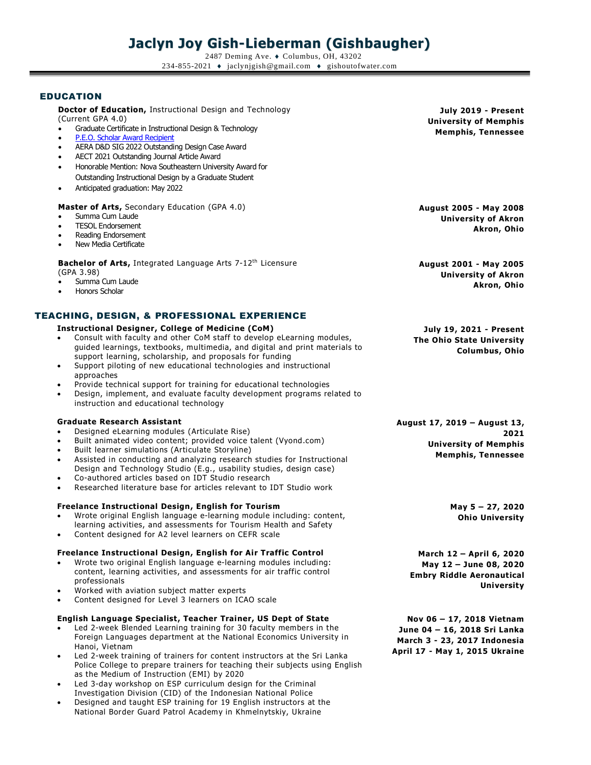# Jaclyn Joy Gish-Lieberman (Gishbaugher)

2487 Deming Ave. ♦ Columbus, OH, 43202
234-855-2021 ♦ jaclynjgish@gmail.com ♦ gishoutofwater.com

## EDUCATION

**Doctor of Education,** Instructional Design and Technology (Current GPA 4.0)
**July 2019 - Present**
**University of Memphis**
**Memphis, Tennessee**

- Graduate Certificate in Instructional Design & Technology
- P.E.O. Scholar Award Recipient
- AERA D&D SIG 2022 Outstanding Design Case Award
- AECT 2021 Outstanding Journal Article Award
- Honorable Mention: Nova Southeastern University Award for Outstanding Instructional Design by a Graduate Student
- Anticipated graduation: May 2022

**Master of Arts,** Secondary Education (GPA 4.0)
**August 2005 - May 2008**
**University of Akron**
**Akron, Ohio**

- Summa Cum Laude
- TESOL Endorsement
- Reading Endorsement
- New Media Certificate

**Bachelor of Arts,** Integrated Language Arts 7-12th Licensure (GPA 3.98)
**August 2001 - May 2005**
**University of Akron**
**Akron, Ohio**

- Summa Cum Laude
- Honors Scholar

## TEACHING, DESIGN, & PROFESSIONAL EXPERIENCE

**Instructional Designer, College of Medicine (CoM)**
**July 19, 2021 - Present**
**The Ohio State University**
**Columbus, Ohio**

- Consult with faculty and other CoM staff to develop eLearning modules, guided learnings, textbooks, multimedia, and digital and print materials to support learning, scholarship, and proposals for funding
- Support piloting of new educational technologies and instructional approaches
- Provide technical support for training for educational technologies
- Design, implement, and evaluate faculty development programs related to instruction and educational technology

**Graduate Research Assistant**
**August 17, 2019 – August 13, 2021**
**University of Memphis**
**Memphis, Tennessee**

- Designed eLearning modules (Articulate Rise)
- Built animated video content; provided voice talent (Vyond.com)
- Built learner simulations (Articulate Storyline)
- Assisted in conducting and analyzing research studies for Instructional Design and Technology Studio (E.g., usability studies, design case)
- Co-authored articles based on IDT Studio research
- Researched literature base for articles relevant to IDT Studio work

**Freelance Instructional Design, English for Tourism**
**May 5 – 27, 2020**
**Ohio University**

- Wrote original English language e-learning module including: content, learning activities, and assessments for Tourism Health and Safety
- Content designed for A2 level learners on CEFR scale

**Freelance Instructional Design, English for Air Traffic Control**
**March 12 – April 6, 2020**
**May 12 – June 08, 2020**
**Embry Riddle Aeronautical University**

- Wrote two original English language e-learning modules including: content, learning activities, and assessments for air traffic control professionals
- Worked with aviation subject matter experts
- Content designed for Level 3 learners on ICAO scale

**English Language Specialist, Teacher Trainer, US Dept of State**
**Nov 06 – 17, 2018 Vietnam**
**June 04 – 16, 2018 Sri Lanka**
**March 3 - 23, 2017 Indonesia**
**April 17 - May 1, 2015 Ukraine**

- Led 2-week Blended Learning training for 30 faculty members in the Foreign Languages department at the National Economics University in Hanoi, Vietnam
- Led 2-week training of trainers for content instructors at the Sri Lanka Police College to prepare trainers for teaching their subjects using English as the Medium of Instruction (EMI) by 2020
- Led 3-day workshop on ESP curriculum design for the Criminal Investigation Division (CID) of the Indonesian National Police
- Designed and taught ESP training for 19 English instructors at the National Border Guard Patrol Academy in Khmelnytskiy, Ukraine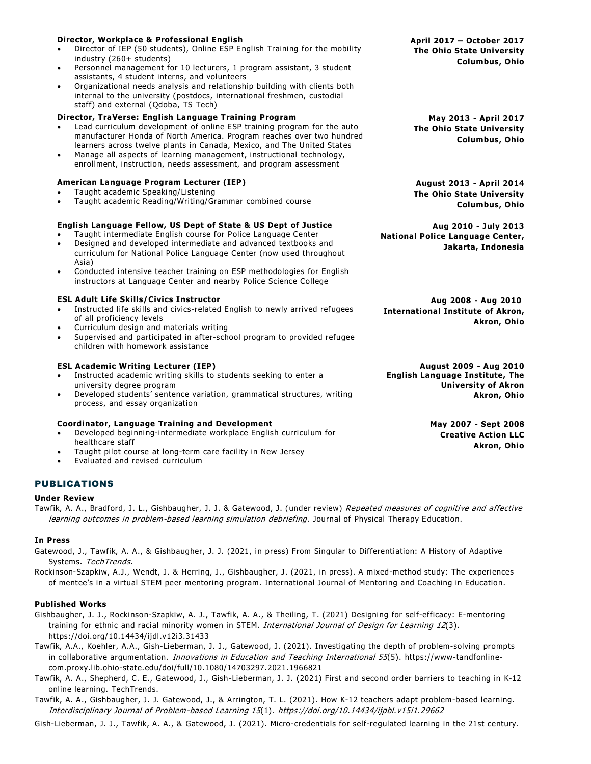**Director, Workplace & Professional English**
April 2017 – October 2017
The Ohio State University
Columbus, Ohio

- Director of IEP (50 students), Online ESP English Training for the mobility industry (260+ students)
- Personnel management for 10 lecturers, 1 program assistant, 3 student assistants, 4 student interns, and volunteers
- Organizational needs analysis and relationship building with clients both internal to the university (postdocs, international freshmen, custodial staff) and external (Qdoba, TS Tech)

**Director, TraVerse: English Language Training Program**
May 2013 - April 2017
The Ohio State University
Columbus, Ohio

- Lead curriculum development of online ESP training program for the auto manufacturer Honda of North America. Program reaches over two hundred learners across twelve plants in Canada, Mexico, and The United States
- Manage all aspects of learning management, instructional technology, enrollment, instruction, needs assessment, and program assessment

**American Language Program Lecturer (IEP)**
August 2013 - April 2014
The Ohio State University
Columbus, Ohio

- Taught academic Speaking/Listening
- Taught academic Reading/Writing/Grammar combined course

**English Language Fellow, US Dept of State & US Dept of Justice**
Aug 2010 - July 2013
National Police Language Center,
Jakarta, Indonesia

- Taught intermediate English course for Police Language Center
- Designed and developed intermediate and advanced textbooks and curriculum for National Police Language Center (now used throughout Asia)
- Conducted intensive teacher training on ESP methodologies for English instructors at Language Center and nearby Police Science College

**ESL Adult Life Skills/Civics Instructor**
Aug 2008 - Aug 2010
International Institute of Akron,
Akron, Ohio

- Instructed life skills and civics-related English to newly arrived refugees of all proficiency levels
- Curriculum design and materials writing
- Supervised and participated in after-school program to provided refugee children with homework assistance

**ESL Academic Writing Lecturer (IEP)**
August 2009 - Aug 2010
English Language Institute, The University of Akron
Akron, Ohio

- Instructed academic writing skills to students seeking to enter a university degree program
- Developed students' sentence variation, grammatical structures, writing process, and essay organization

**Coordinator, Language Training and Development**
May 2007 - Sept 2008
Creative Action LLC
Akron, Ohio

- Developed beginning-intermediate workplace English curriculum for healthcare staff
- Taught pilot course at long-term care facility in New Jersey
- Evaluated and revised curriculum

## PUBLICATIONS

### Under Review

Tawfik, A. A., Bradford, J. L., Gishbaugher, J. J. & Gatewood, J. (under review) *Repeated measures of cognitive and affective learning outcomes in problem-based learning simulation debriefing*. Journal of Physical Therapy Education.

### In Press

Gatewood, J., Tawfik, A. A., & Gishbaugher, J. J. (2021, in press) From Singular to Differentiation: A History of Adaptive Systems. *TechTrends.*

Rockinson-Szapkiw, A.J., Wendt, J. & Herring, J., Gishbaugher, J. (2021, in press). A mixed-method study: The experiences of mentee's in a virtual STEM peer mentoring program. International Journal of Mentoring and Coaching in Education.

### Published Works

Gishbaugher, J. J., Rockinson-Szapkiw, A. J., Tawfik, A. A., & Theiling, T. (2021) Designing for self-efficacy: E-mentoring training for ethnic and racial minority women in STEM. *International Journal of Design for Learning 12*(3). https://doi.org/10.14434/ijdl.v12i3.31433

Tawfik, A.A., Koehler, A.A., Gish-Lieberman, J. J., Gatewood, J. (2021). Investigating the depth of problem-solving prompts in collaborative argumentation. *Innovations in Education and Teaching International 55*(5). https://www-tandfonline-com.proxy.lib.ohio-state.edu/doi/full/10.1080/14703297.2021.1966821

Tawfik, A. A., Shepherd, C. E., Gatewood, J., Gish-Lieberman, J. J. (2021) First and second order barriers to teaching in K-12 online learning. TechTrends.

Tawfik, A. A., Gishbaugher, J. J. Gatewood, J., & Arrington, T. L. (2021). How K-12 teachers adapt problem-based learning. *Interdisciplinary Journal of Problem-based Learning 15*(1). *https://doi.org/10.14434/ijpbl.v15i1.29662*

Gish-Lieberman, J. J., Tawfik, A. A., & Gatewood, J. (2021). Micro-credentials for self-regulated learning in the 21st century.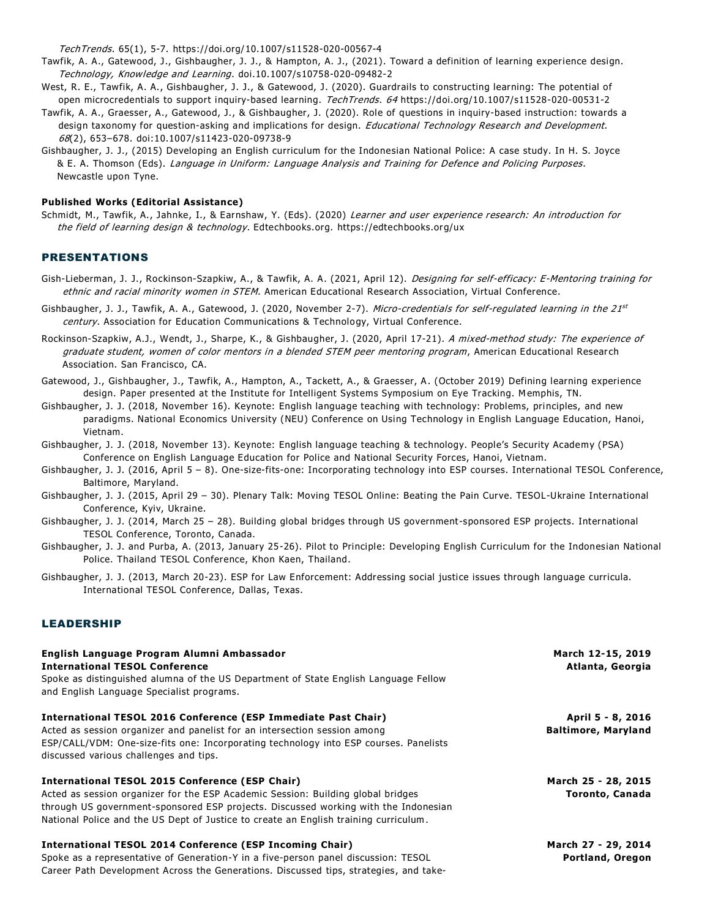*TechTrends*. 65(1), 5-7. https://doi.org/10.1007/s11528-020-00567-4

Tawfik, A. A., Gatewood, J., Gishbaugher, J. J., & Hampton, A. J., (2021). Toward a definition of learning experience design. *Technology, Knowledge and Learning*. doi.10.1007/s10758-020-09482-2

West, R. E., Tawfik, A. A., Gishbaugher, J. J., & Gatewood, J. (2020). Guardrails to constructing learning: The potential of open microcredentials to support inquiry-based learning. *TechTrends. 64* https://doi.org/10.1007/s11528-020-00531-2

Tawfik, A. A., Graesser, A., Gatewood, J., & Gishbaugher, J. (2020). Role of questions in inquiry-based instruction: towards a design taxonomy for question-asking and implications for design. *Educational Technology Research and Development*. *68*(2), 653–678. doi:10.1007/s11423-020-09738-9

Gishbaugher, J. J., (2015) Developing an English curriculum for the Indonesian National Police: A case study. In H. S. Joyce & E. A. Thomson (Eds). *Language in Uniform: Language Analysis and Training for Defence and Policing Purposes.* Newcastle upon Tyne.

**Published Works (Editorial Assistance)**

Schmidt, M., Tawfik, A., Jahnke, I., & Earnshaw, Y. (Eds). (2020) *Learner and user experience research: An introduction for the field of learning design & technology*. Edtechbooks.org. https://edtechbooks.org/ux

## PRESENTATIONS

Gish-Lieberman, J. J., Rockinson-Szapkiw, A., & Tawfik, A. A. (2021, April 12). *Designing for self-efficacy: E-Mentoring training for ethnic and racial minority women in STEM.* American Educational Research Association, Virtual Conference.

Gishbaugher, J. J., Tawfik, A. A., Gatewood, J. (2020, November 2-7). *Micro-credentials for self-regulated learning in the 21st century*. Association for Education Communications & Technology, Virtual Conference.

Rockinson-Szapkiw, A.J., Wendt, J., Sharpe, K., & Gishbaugher, J. (2020, April 17-21). *A mixed-method study: The experience of graduate student, women of color mentors in a blended STEM peer mentoring program*, American Educational Research Association. San Francisco, CA.

Gatewood, J., Gishbaugher, J., Tawfik, A., Hampton, A., Tackett, A., & Graesser, A. (October 2019) Defining learning experience design. Paper presented at the Institute for Intelligent Systems Symposium on Eye Tracking. Memphis, TN.

Gishbaugher, J. J. (2018, November 16). Keynote: English language teaching with technology: Problems, principles, and new paradigms. National Economics University (NEU) Conference on Using Technology in English Language Education, Hanoi, Vietnam.

Gishbaugher, J. J. (2018, November 13). Keynote: English language teaching & technology. People's Security Academy (PSA) Conference on English Language Education for Police and National Security Forces, Hanoi, Vietnam.

Gishbaugher, J. J. (2016, April 5 – 8). One-size-fits-one: Incorporating technology into ESP courses. International TESOL Conference, Baltimore, Maryland.

Gishbaugher, J. J. (2015, April 29 – 30). Plenary Talk: Moving TESOL Online: Beating the Pain Curve. TESOL-Ukraine International Conference, Kyiv, Ukraine.

Gishbaugher, J. J. (2014, March 25 – 28). Building global bridges through US government-sponsored ESP projects. International TESOL Conference, Toronto, Canada.

Gishbaugher, J. J. and Purba, A. (2013, January 25-26). Pilot to Principle: Developing English Curriculum for the Indonesian National Police. Thailand TESOL Conference, Khon Kaen, Thailand.

Gishbaugher, J. J. (2013, March 20-23). ESP for Law Enforcement: Addressing social justice issues through language curricula. International TESOL Conference, Dallas, Texas.

## LEADERSHIP

**English Language Program Alumni Ambassador** — **March 12-15, 2019**
**International TESOL Conference** — **Atlanta, Georgia**
Spoke as distinguished alumna of the US Department of State English Language Fellow and English Language Specialist programs.

**International TESOL 2016 Conference (ESP Immediate Past Chair)** — **April 5 - 8, 2016, Baltimore, Maryland**
Acted as session organizer and panelist for an intersection session among ESP/CALL/VDM: One-size-fits one: Incorporating technology into ESP courses. Panelists discussed various challenges and tips.

**International TESOL 2015 Conference (ESP Chair)** — **March 25 - 28, 2015, Toronto, Canada**
Acted as session organizer for the ESP Academic Session: Building global bridges through US government-sponsored ESP projects. Discussed working with the Indonesian National Police and the US Dept of Justice to create an English training curriculum.

**International TESOL 2014 Conference (ESP Incoming Chair)** — **March 27 - 29, 2014, Portland, Oregon**
Spoke as a representative of Generation-Y in a five-person panel discussion: TESOL Career Path Development Across the Generations. Discussed tips, strategies, and take-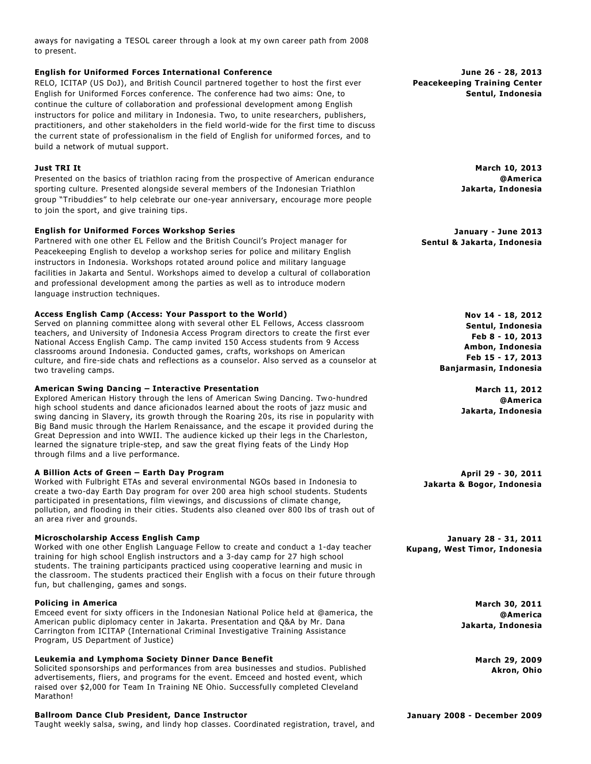aways for navigating a TESOL career through a look at my own career path from 2008 to present.

**English for Uniformed Forces International Conference**
June 26 - 28, 2013
Peacekeeping Training Center
Sentul, Indonesia

RELO, ICITAP (US DoJ), and British Council partnered together to host the first ever English for Uniformed Forces conference. The conference had two aims: One, to continue the culture of collaboration and professional development among English instructors for police and military in Indonesia. Two, to unite researchers, publishers, practitioners, and other stakeholders in the field world-wide for the first time to discuss the current state of professionalism in the field of English for uniformed forces, and to build a network of mutual support.

**Just TRI It**
March 10, 2013
@America
Jakarta, Indonesia

Presented on the basics of triathlon racing from the prospective of American endurance sporting culture. Presented alongside several members of the Indonesian Triathlon group "Tribuddies" to help celebrate our one-year anniversary, encourage more people to join the sport, and give training tips.

**English for Uniformed Forces Workshop Series**
January - June 2013
Sentul & Jakarta, Indonesia

Partnered with one other EL Fellow and the British Council's Project manager for Peacekeeping English to develop a workshop series for police and military English instructors in Indonesia. Workshops rotated around police and military language facilities in Jakarta and Sentul. Workshops aimed to develop a cultural of collaboration and professional development among the parties as well as to introduce modern language instruction techniques.

**Access English Camp (Access: Your Passport to the World)**
Nov 14 - 18, 2012
Sentul, Indonesia
Feb 8 - 10, 2013
Ambon, Indonesia
Feb 15 - 17, 2013
Banjarmasin, Indonesia

Served on planning committee along with several other EL Fellows, Access classroom teachers, and University of Indonesia Access Program directors to create the first ever National Access English Camp. The camp invited 150 Access students from 9 Access classrooms around Indonesia. Conducted games, crafts, workshops on American culture, and fire-side chats and reflections as a counselor. Also served as a counselor at two traveling camps.

**American Swing Dancing – Interactive Presentation**
March 11, 2012
@America
Jakarta, Indonesia

Explored American History through the lens of American Swing Dancing. Two-hundred high school students and dance aficionados learned about the roots of jazz music and swing dancing in Slavery, its growth through the Roaring 20s, its rise in popularity with Big Band music through the Harlem Renaissance, and the escape it provided during the Great Depression and into WWII. The audience kicked up their legs in the Charleston, learned the signature triple-step, and saw the great flying feats of the Lindy Hop through films and a live performance.

**A Billion Acts of Green – Earth Day Program**
April 29 - 30, 2011
Jakarta & Bogor, Indonesia

Worked with Fulbright ETAs and several environmental NGOs based in Indonesia to create a two-day Earth Day program for over 200 area high school students. Students participated in presentations, film viewings, and discussions of climate change, pollution, and flooding in their cities. Students also cleaned over 800 lbs of trash out of an area river and grounds.

**Microscholarship Access English Camp**
January 28 - 31, 2011
Kupang, West Timor, Indonesia

Worked with one other English Language Fellow to create and conduct a 1-day teacher training for high school English instructors and a 3-day camp for 27 high school students. The training participants practiced using cooperative learning and music in the classroom. The students practiced their English with a focus on their future through fun, but challenging, games and songs.

**Policing in America**
March 30, 2011
@America
Jakarta, Indonesia

Emceed event for sixty officers in the Indonesian National Police held at @america, the American public diplomacy center in Jakarta. Presentation and Q&A by Mr. Dana Carrington from ICITAP (International Criminal Investigative Training Assistance Program, US Department of Justice)

**Leukemia and Lymphoma Society Dinner Dance Benefit**
March 29, 2009
Akron, Ohio

Solicited sponsorships and performances from area businesses and studios. Published advertisements, fliers, and programs for the event. Emceed and hosted event, which raised over $2,000 for Team In Training NE Ohio. Successfully completed Cleveland Marathon!

**Ballroom Dance Club President, Dance Instructor**
January 2008 - December 2009

Taught weekly salsa, swing, and lindy hop classes. Coordinated registration, travel, and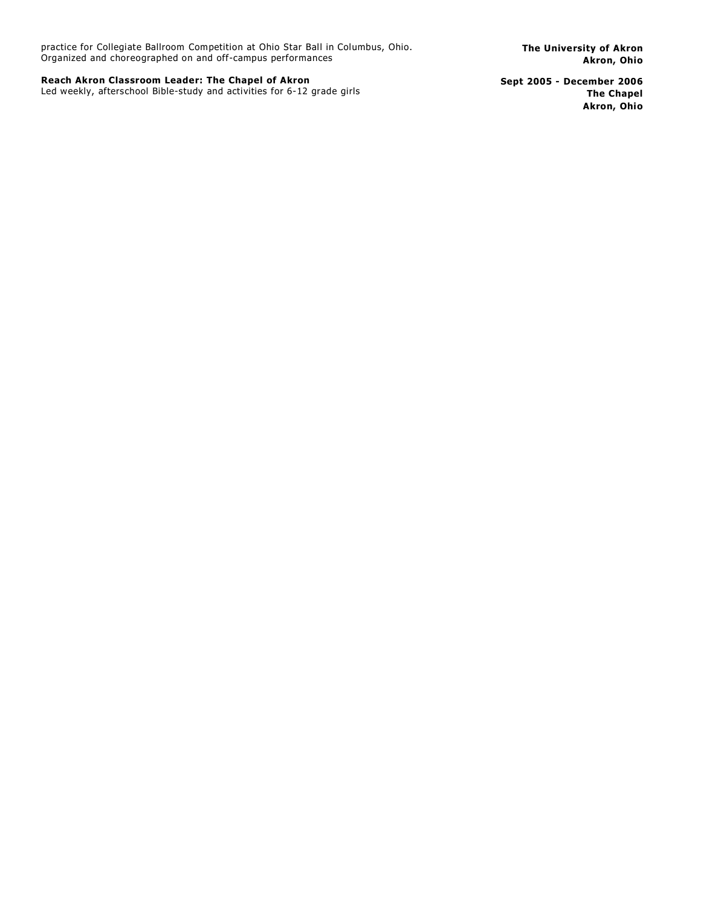practice for Collegiate Ballroom Competition at Ohio Star Ball in Columbus, Ohio. Organized and choreographed on and off-campus performances

**The University of Akron**
**Akron, Ohio**

**Reach Akron Classroom Leader: The Chapel of Akron**
Led weekly, afterschool Bible-study and activities for 6-12 grade girls

**Sept 2005 - December 2006**
**The Chapel**
**Akron, Ohio**